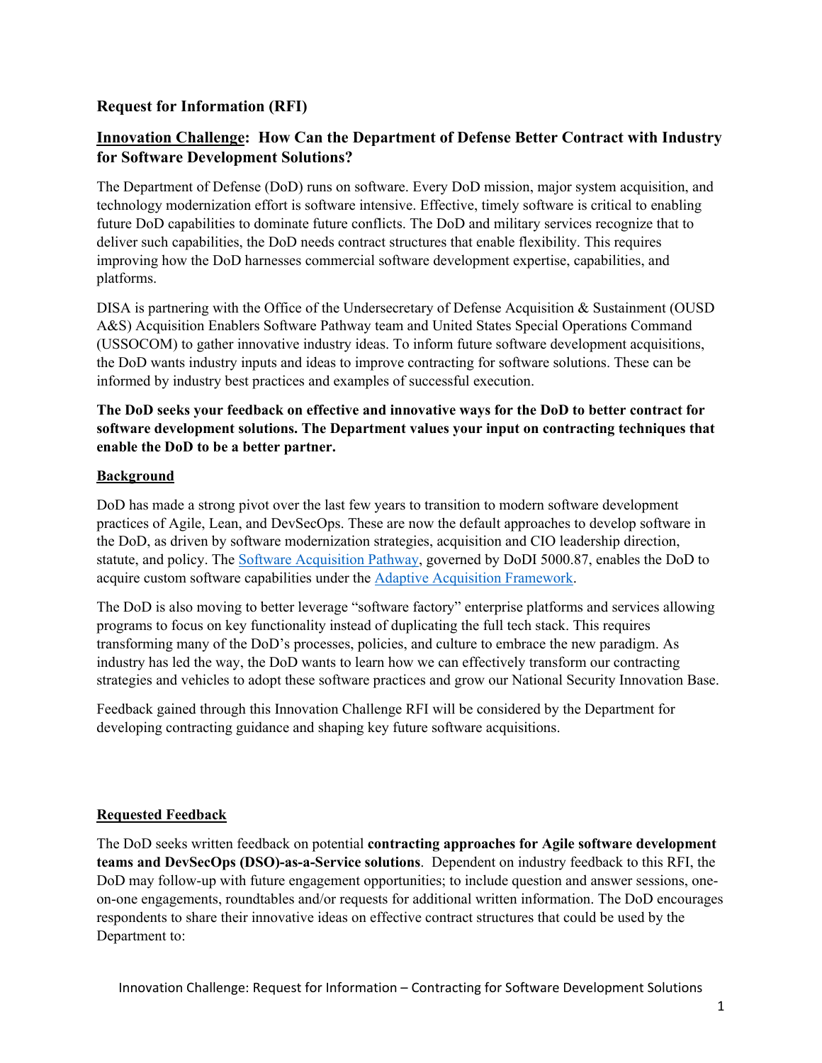## Request for Information (RFI)

## Innovation Challenge: How Can the Department of Defense Better Contract with Industry for Software Development Solutions?

The Department of Defense (DoD) runs on software. Every DoD mission, major system acquisition, and technology modernization effort is software intensive. Effective, timely software is critical to enabling future DoD capabilities to dominate future conflicts. The DoD and military services recognize that to deliver such capabilities, the DoD needs contract structures that enable flexibility. This requires improving how the DoD harnesses commercial software development expertise, capabilities, and platforms.

DISA is partnering with the Office of the Undersecretary of Defense Acquisition & Sustainment (OUSD A&S) Acquisition Enablers Software Pathway team and United States Special Operations Command (USSOCOM) to gather innovative industry ideas. To inform future software development acquisitions, the DoD wants industry inputs and ideas to improve contracting for software solutions. These can be informed by industry best practices and examples of successful execution.

**The DoD seeks your feedback on effective and innovative ways for the DoD to better contract for software development solutions. The Department values your input on contracting techniques that enable the DoD to be a better partner.**

### Background

DoD has made a strong pivot over the last few years to transition to modern software development practices of Agile, Lean, and DevSecOps. These are now the default approaches to develop software in the DoD, as driven by software modernization strategies, acquisition and CIO leadership direction, statute, and policy. The Software Acquisition Pathway, governed by DoDI 5000.87, enables the DoD to acquire custom software capabilities under the Adaptive Acquisition Framework.

The DoD is also moving to better leverage "software factory" enterprise platforms and services allowing programs to focus on key functionality instead of duplicating the full tech stack. This requires transforming many of the DoD's processes, policies, and culture to embrace the new paradigm. As industry has led the way, the DoD wants to learn how we can effectively transform our contracting strategies and vehicles to adopt these software practices and grow our National Security Innovation Base.

Feedback gained through this Innovation Challenge RFI will be considered by the Department for developing contracting guidance and shaping key future software acquisitions.

### Requested Feedback

The DoD seeks written feedback on potential **contracting approaches for Agile software development teams and DevSecOps (DSO)-as-a-Service solutions**. Dependent on industry feedback to this RFI, the DoD may follow-up with future engagement opportunities; to include question and answer sessions, one-on-one engagements, roundtables and/or requests for additional written information. The DoD encourages respondents to share their innovative ideas on effective contract structures that could be used by the Department to: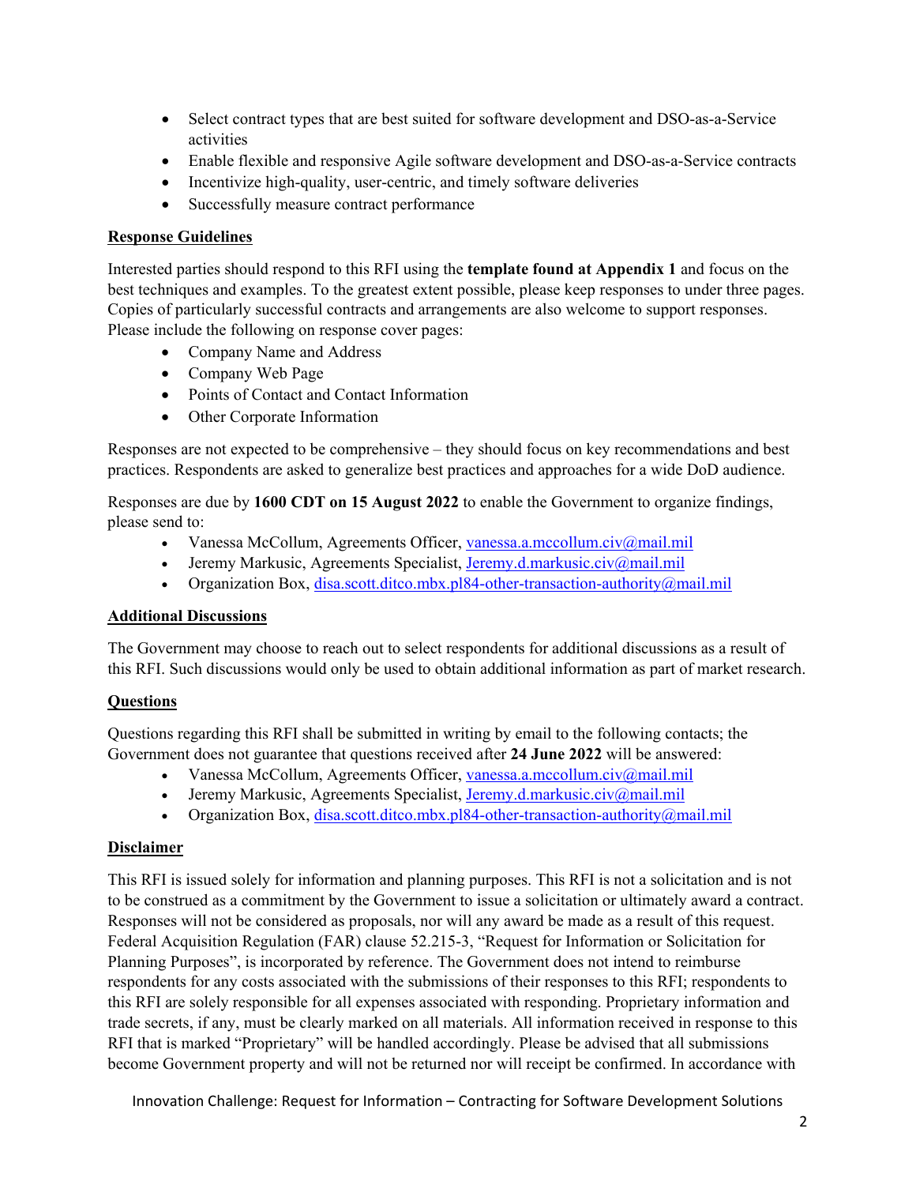- Select contract types that are best suited for software development and DSO-as-a-Service activities
- Enable flexible and responsive Agile software development and DSO-as-a-Service contracts
- Incentivize high-quality, user-centric, and timely software deliveries
- Successfully measure contract performance

## Response Guidelines

Interested parties should respond to this RFI using the **template found at Appendix 1** and focus on the best techniques and examples. To the greatest extent possible, please keep responses to under three pages. Copies of particularly successful contracts and arrangements are also welcome to support responses. Please include the following on response cover pages:

- Company Name and Address
- Company Web Page
- Points of Contact and Contact Information
- Other Corporate Information

Responses are not expected to be comprehensive – they should focus on key recommendations and best practices. Respondents are asked to generalize best practices and approaches for a wide DoD audience.

Responses are due by **1600 CDT on 15 August 2022** to enable the Government to organize findings, please send to:

- Vanessa McCollum, Agreements Officer, vanessa.a.mccollum.civ@mail.mil
- Jeremy Markusic, Agreements Specialist, Jeremy.d.markusic.civ@mail.mil
- Organization Box, disa.scott.ditco.mbx.pl84-other-transaction-authority@mail.mil

## Additional Discussions

The Government may choose to reach out to select respondents for additional discussions as a result of this RFI. Such discussions would only be used to obtain additional information as part of market research.

## Questions

Questions regarding this RFI shall be submitted in writing by email to the following contacts; the Government does not guarantee that questions received after **24 June 2022** will be answered:

- Vanessa McCollum, Agreements Officer, vanessa.a.mccollum.civ@mail.mil
- Jeremy Markusic, Agreements Specialist, Jeremy.d.markusic.civ@mail.mil
- Organization Box, disa.scott.ditco.mbx.pl84-other-transaction-authority@mail.mil

## Disclaimer

This RFI is issued solely for information and planning purposes. This RFI is not a solicitation and is not to be construed as a commitment by the Government to issue a solicitation or ultimately award a contract. Responses will not be considered as proposals, nor will any award be made as a result of this request. Federal Acquisition Regulation (FAR) clause 52.215-3, "Request for Information or Solicitation for Planning Purposes", is incorporated by reference. The Government does not intend to reimburse respondents for any costs associated with the submissions of their responses to this RFI; respondents to this RFI are solely responsible for all expenses associated with responding. Proprietary information and trade secrets, if any, must be clearly marked on all materials. All information received in response to this RFI that is marked "Proprietary" will be handled accordingly. Please be advised that all submissions become Government property and will not be returned nor will receipt be confirmed. In accordance with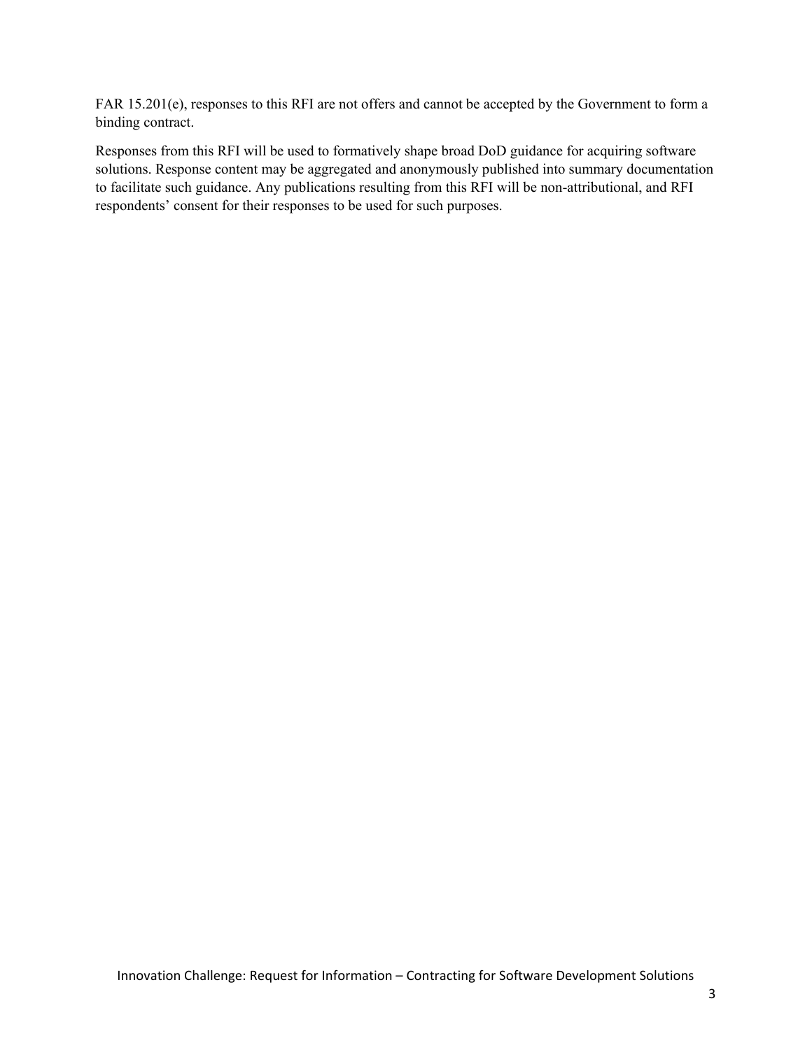FAR 15.201(e), responses to this RFI are not offers and cannot be accepted by the Government to form a binding contract.

Responses from this RFI will be used to formatively shape broad DoD guidance for acquiring software solutions. Response content may be aggregated and anonymously published into summary documentation to facilitate such guidance. Any publications resulting from this RFI will be non-attributional, and RFI respondents' consent for their responses to be used for such purposes.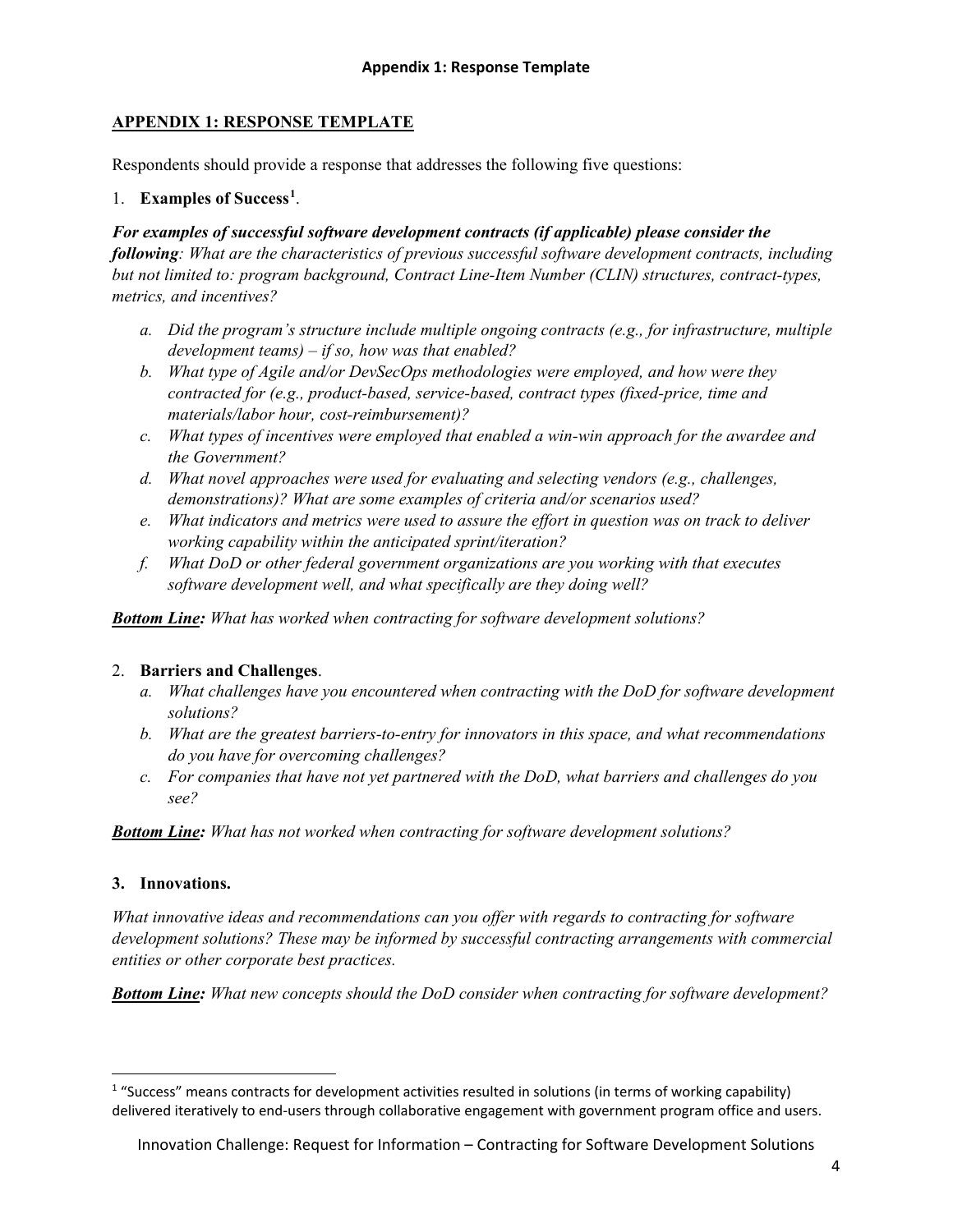## APPENDIX 1: RESPONSE TEMPLATE

Respondents should provide a response that addresses the following five questions:

1. **Examples of Success[1]**.

***For examples of successful software development contracts (if applicable) please consider the following****: What are the characteristics of previous successful software development contracts, including but not limited to: program background, Contract Line-Item Number (CLIN) structures, contract-types, metrics, and incentives?*

a. *Did the program's structure include multiple ongoing contracts (e.g., for infrastructure, multiple development teams) – if so, how was that enabled?*
b. *What type of Agile and/or DevSecOps methodologies were employed, and how were they contracted for (e.g., product-based, service-based, contract types (fixed-price, time and materials/labor hour, cost-reimbursement)?*
c. *What types of incentives were employed that enabled a win-win approach for the awardee and the Government?*
d. *What novel approaches were used for evaluating and selecting vendors (e.g., challenges, demonstrations)? What are some examples of criteria and/or scenarios used?*
e. *What indicators and metrics were used to assure the effort in question was on track to deliver working capability within the anticipated sprint/iteration?*
f. *What DoD or other federal government organizations are you working with that executes software development well, and what specifically are they doing well?*

***Bottom Line:*** *What has worked when contracting for software development solutions?*

2. **Barriers and Challenges**.
   a. *What challenges have you encountered when contracting with the DoD for software development solutions?*
   b. *What are the greatest barriers-to-entry for innovators in this space, and what recommendations do you have for overcoming challenges?*
   c. *For companies that have not yet partnered with the DoD, what barriers and challenges do you see?*

***Bottom Line:*** *What has not worked when contracting for software development solutions?*

**3. Innovations.**

*What innovative ideas and recommendations can you offer with regards to contracting for software development solutions? These may be informed by successful contracting arrangements with commercial entities or other corporate best practices.*

***Bottom Line:*** *What new concepts should the DoD consider when contracting for software development?*

---

[1] "Success" means contracts for development activities resulted in solutions (in terms of working capability) delivered iteratively to end-users through collaborative engagement with government program office and users.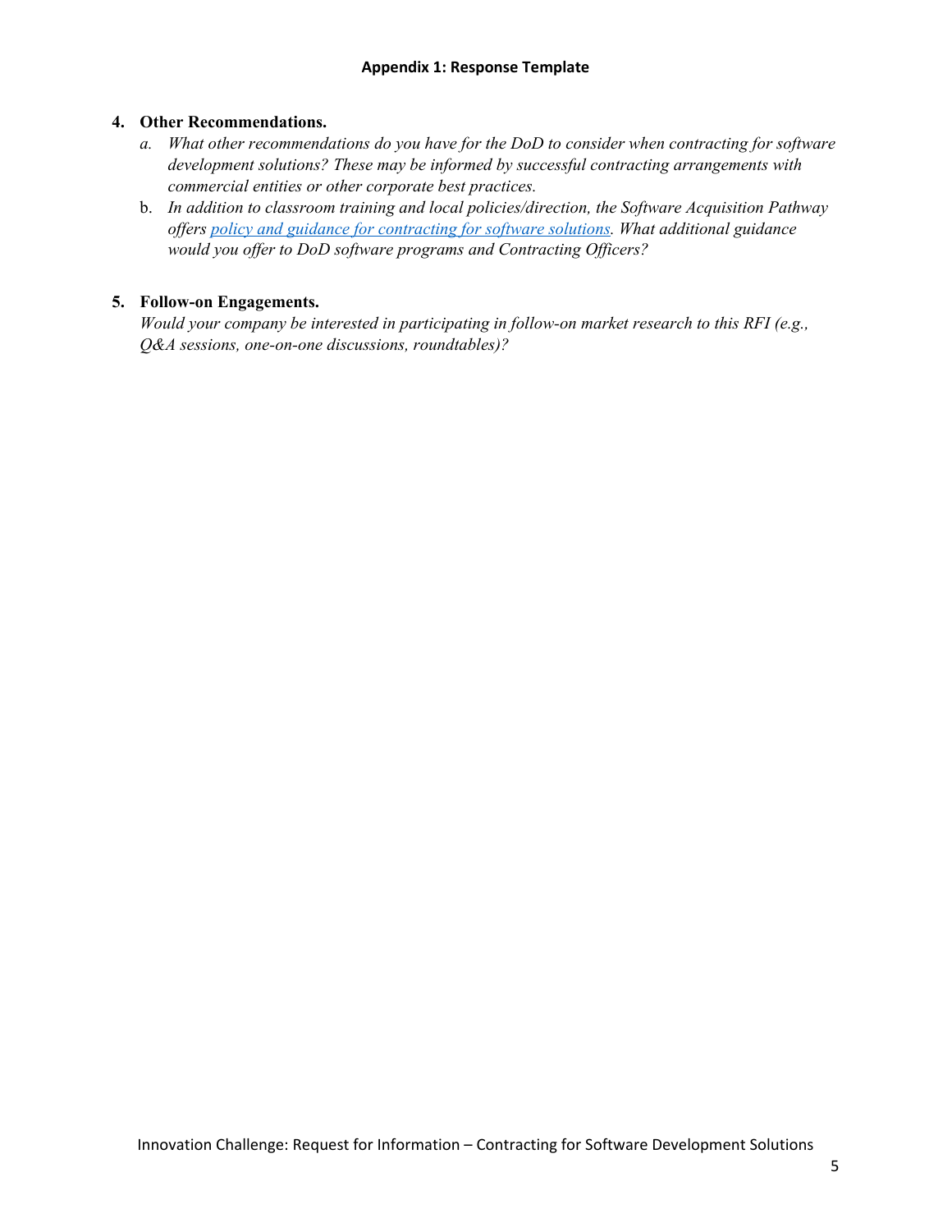**Appendix 1: Response Template**

4. **Other Recommendations.**
    a. *What other recommendations do you have for the DoD to consider when contracting for software development solutions? These may be informed by successful contracting arrangements with commercial entities or other corporate best practices.*
    b. *In addition to classroom training and local policies/direction, the Software Acquisition Pathway offers policy and guidance for contracting for software solutions. What additional guidance would you offer to DoD software programs and Contracting Officers?*

5. **Follow-on Engagements.**
    *Would your company be interested in participating in follow-on market research to this RFI (e.g., Q&A sessions, one-on-one discussions, roundtables)?*